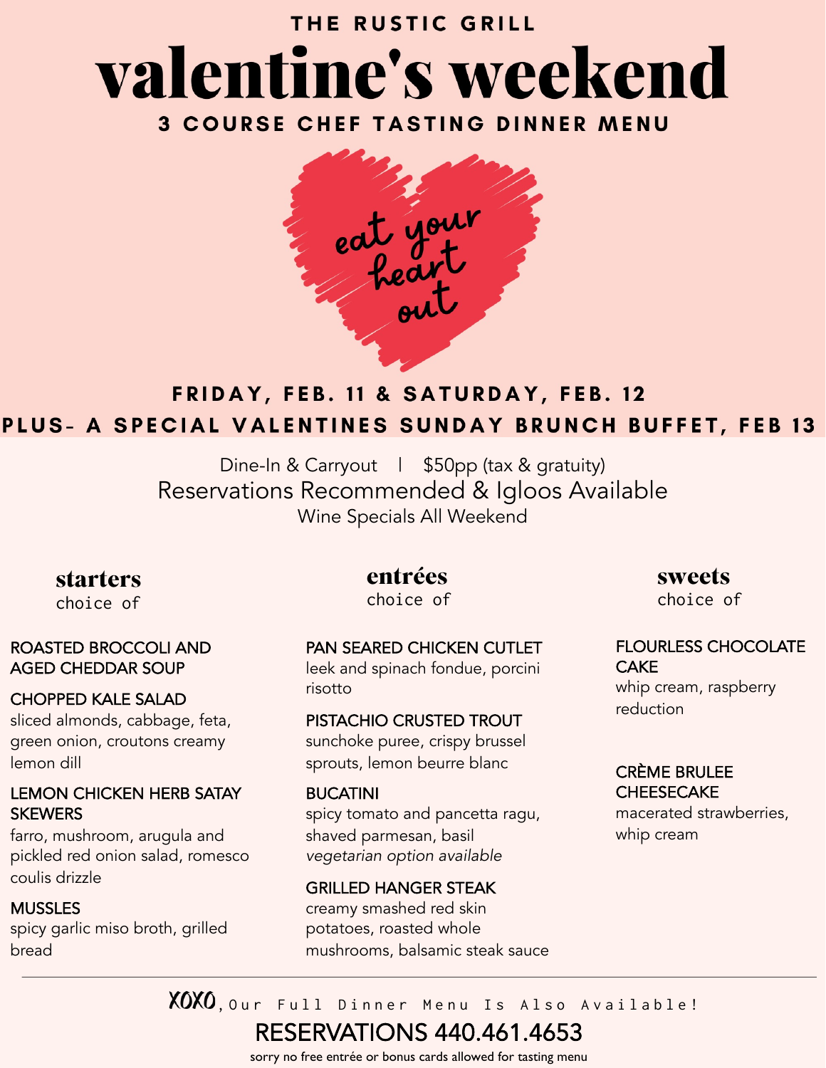THE RUSTIC GRILL

# valentine's weekend

## 3 COURSE CHEF TASTING DINNER MENU

eat your heart out

**FRIDAY, FEB. 11 & SATURDAY, FEB. 12**

**PLUS- A SPECIAL VALENTINES SUNDAY BRUNCH BUFFET, FEB 13**

Dine-In & Carryout | $50pp (tax & gratuity)

Reservations Recommended & Igloos Available

Wine Specials All Weekend

### starters
choice of

**ROASTED BROCCOLI AND AGED CHEDDAR SOUP**

**CHOPPED KALE SALAD**
sliced almonds, cabbage, feta, green onion, croutons creamy lemon dill

**LEMON CHICKEN HERB SATAY SKEWERS**
farro, mushroom, arugula and pickled red onion salad, romesco coulis drizzle

**MUSSLES**
spicy garlic miso broth, grilled bread

### entrées
choice of

**PAN SEARED CHICKEN CUTLET**
leek and spinach fondue, porcini risotto

**PISTACHIO CRUSTED TROUT**
sunchoke puree, crispy brussel sprouts, lemon beurre blanc

**BUCATINI**
spicy tomato and pancetta ragu, shaved parmesan, basil
*vegetarian option available*

**GRILLED HANGER STEAK**
creamy smashed red skin potatoes, roasted whole mushrooms, balsamic steak sauce

### sweets
choice of

**FLOURLESS CHOCOLATE CAKE**
whip cream, raspberry reduction

**CRÈME BRULEE CHEESECAKE**
macerated strawberries, whip cream

---

XOXO, Our Full Dinner Menu Is Also Available!

**RESERVATIONS 440.461.4653**

sorry no free entrée or bonus cards allowed for tasting menu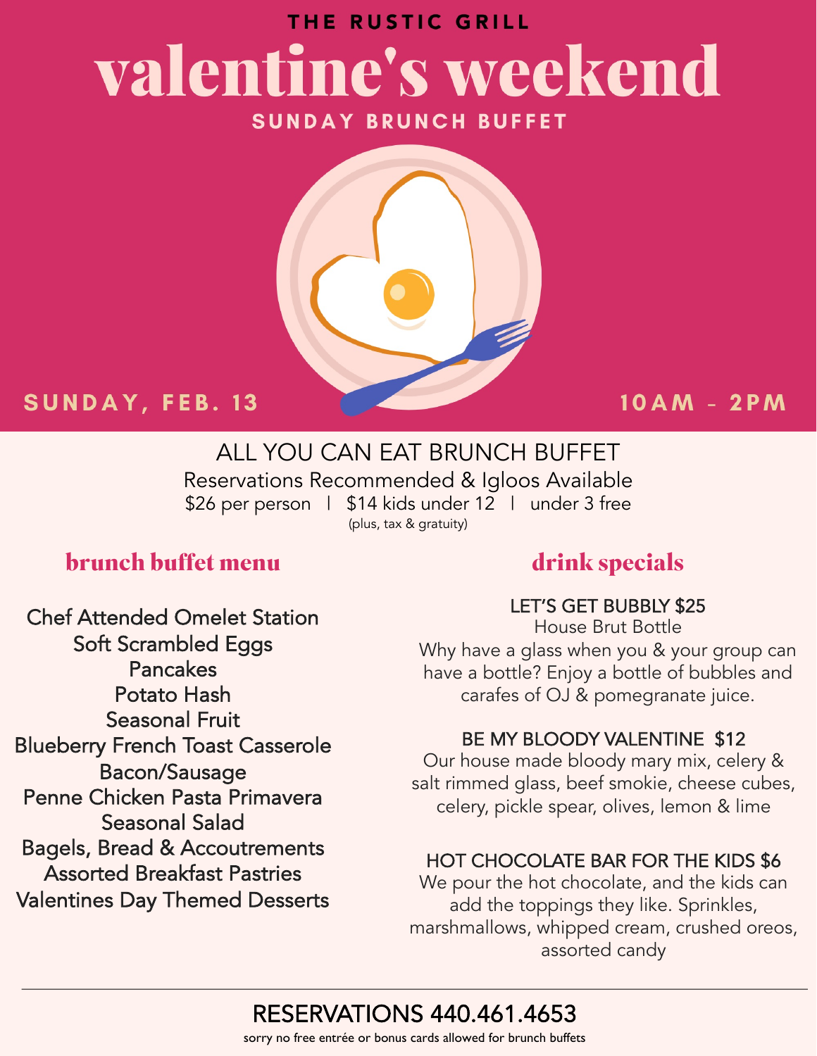THE RUSTIC GRILL

# valentine's weekend

SUNDAY BRUNCH BUFFET

SUNDAY, FEB. 13

10AM - 2PM

ALL YOU CAN EAT BRUNCH BUFFET

Reservations Recommended & Igloos Available

$26 per person | $14 kids under 12 | under 3 free

(plus, tax & gratuity)

## brunch buffet menu

Chef Attended Omelet Station
Soft Scrambled Eggs
Pancakes
Potato Hash
Seasonal Fruit
Blueberry French Toast Casserole
Bacon/Sausage
Penne Chicken Pasta Primavera
Seasonal Salad
Bagels, Bread & Accoutrements
Assorted Breakfast Pastries
Valentines Day Themed Desserts

## drink specials

LET'S GET BUBBLY $25

House Brut Bottle

Why have a glass when you & your group can have a bottle? Enjoy a bottle of bubbles and carafes of OJ & pomegranate juice.

BE MY BLOODY VALENTINE $12

Our house made bloody mary mix, celery & salt rimmed glass, beef smokie, cheese cubes, celery, pickle spear, olives, lemon & lime

HOT CHOCOLATE BAR FOR THE KIDS $6

We pour the hot chocolate, and the kids can add the toppings they like. Sprinkles, marshmallows, whipped cream, crushed oreos, assorted candy

---

RESERVATIONS 440.461.4653

sorry no free entrée or bonus cards allowed for brunch buffets